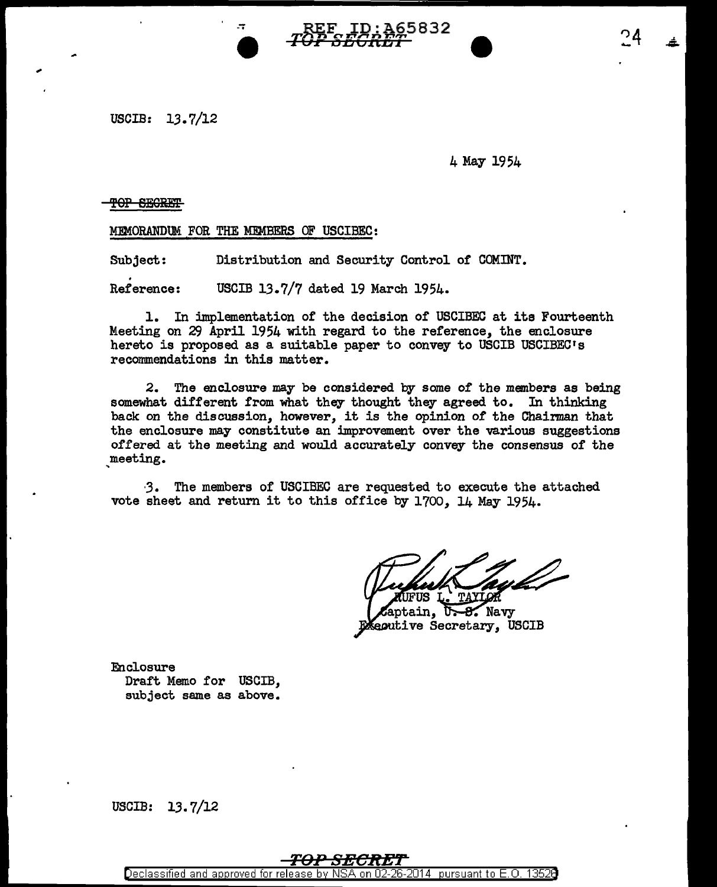USCIB: 13.7/12

4 May 1954

TOP SECRET

MEMORANDUM FOR THE MEMBERS OF USCIBEC:

Subject: Distribution and Security Control of COMINT.

Reference: USCIB 13.7/7 dated 19 March 1954.

1. In implementation of the decision of USCIBEC at its Fourteenth Meeting on 29 April 1954 with regard to the reference, the enclosure hereto is proposed as a suitable paper to convey to USCIB USCIBEC's recommendations in this matter.

2. The enclosure may be considered by some of the members as being somewhat different from what they thought they agreed to. In thinking back on the discussion, however, it is the opinion of the Chairman that the enclosure may constitute an improvement over the various suggestions offered at the meeting and would accurately convey the consensus of the meeting.

3. The members of USCIBEC are requested to execute the attached vote sheet and return it to this office by 1700, 14 May 1954.

RUFUS L. TAYLOR
Captain, U. S. Navy
Executive Secretary, USCIB

Enclosure
Draft Memo for USCIB,
subject same as above.

USCIB: 13.7/12

TOP SECRET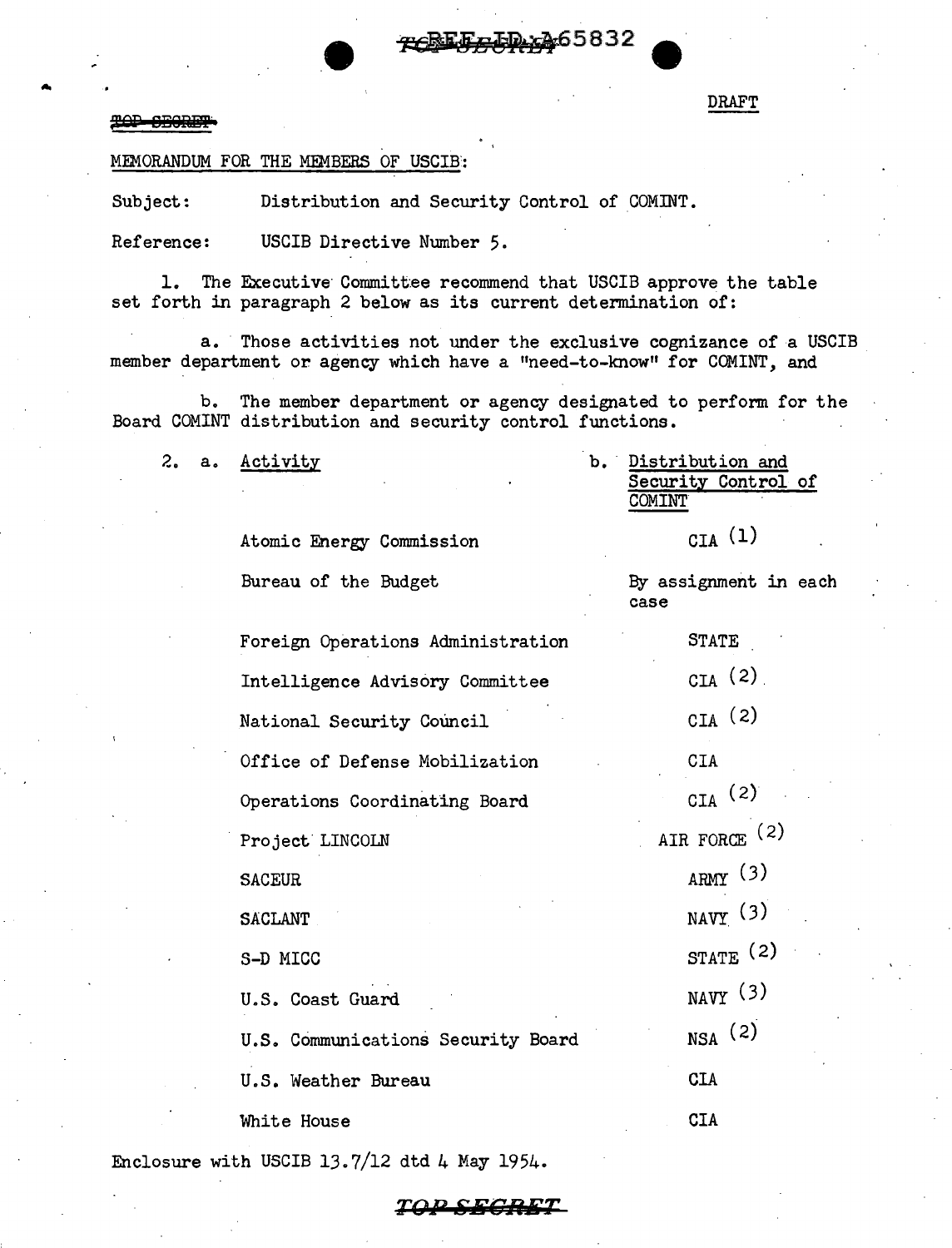REF ID:A65832

DRAFT

TOP SECRET

MEMORANDUM FOR THE MEMBERS OF USCIB:

Subject: Distribution and Security Control of COMINT.

Reference: USCIB Directive Number 5.

1. The Executive Committee recommend that USCIB approve the table set forth in paragraph 2 below as its current determination of:

a. Those activities not under the exclusive cognizance of a USCIB member department or agency which have a "need-to-know" for COMINT, and

b. The member department or agency designated to perform for the Board COMINT distribution and security control functions.

2.

| a. Activity | b. Distribution and Security Control of COMINT |
|---|---|
| Atomic Energy Commission | CIA (1) |
| Bureau of the Budget | By assignment in each case |
| Foreign Operations Administration | STATE |
| Intelligence Advisory Committee | CIA (2) |
| National Security Council | CIA (2) |
| Office of Defense Mobilization | CIA |
| Operations Coordinating Board | CIA (2) |
| Project LINCOLN | AIR FORCE (2) |
| SACEUR | ARMY (3) |
| SACLANT | NAVY (3) |
| S-D MICC | STATE (2) |
| U.S. Coast Guard | NAVY (3) |
| U.S. Communications Security Board | NSA (2) |
| U.S. Weather Bureau | CIA |
| White House | CIA |

Enclosure with USCIB 13.7/12 dtd 4 May 1954.

TOP SECRET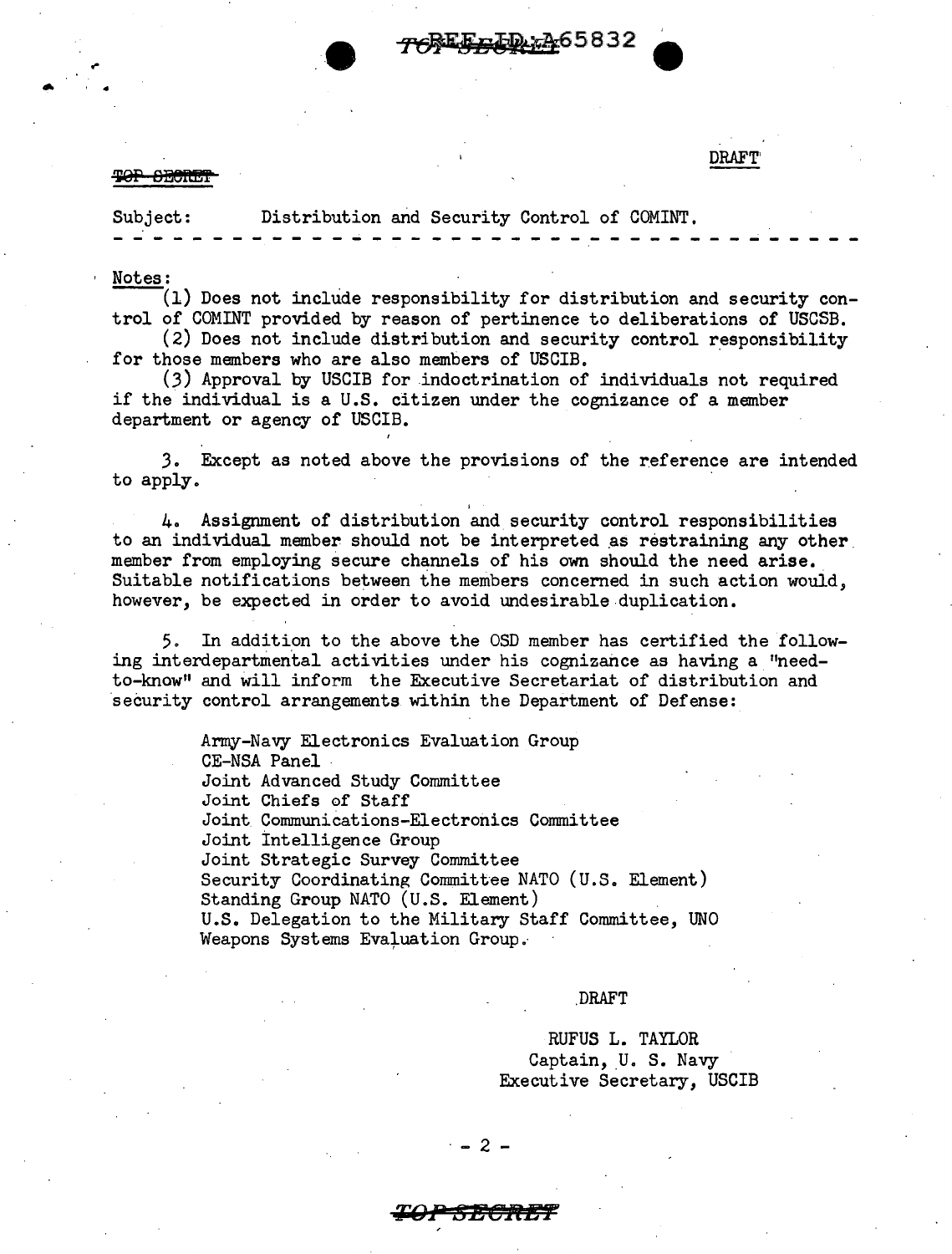TOP SECRET

DRAFT

Subject: Distribution and Security Control of COMINT.

---

Notes:

(1) Does not include responsibility for distribution and security control of COMINT provided by reason of pertinence to deliberations of USCSB.

(2) Does not include distribution and security control responsibility for those members who are also members of USCIB.

(3) Approval by USCIB for indoctrination of individuals not required if the individual is a U.S. citizen under the cognizance of a member department or agency of USCIB.

3. Except as noted above the provisions of the reference are intended to apply.

4. Assignment of distribution and security control responsibilities to an individual member should not be interpreted as restraining any other member from employing secure channels of his own should the need arise. Suitable notifications between the members concerned in such action would, however, be expected in order to avoid undesirable duplication.

5. In addition to the above the OSD member has certified the following interdepartmental activities under his cognizance as having a "need-to-know" and will inform the Executive Secretariat of distribution and security control arrangements within the Department of Defense:

Army-Navy Electronics Evaluation Group
CE-NSA Panel
Joint Advanced Study Committee
Joint Chiefs of Staff
Joint Communications-Electronics Committee
Joint Intelligence Group
Joint Strategic Survey Committee
Security Coordinating Committee NATO (U.S. Element)
Standing Group NATO (U.S. Element)
U.S. Delegation to the Military Staff Committee, UNO
Weapons Systems Evaluation Group.

DRAFT

RUFUS L. TAYLOR
Captain, U. S. Navy
Executive Secretary, USCIB

TOP SECRET